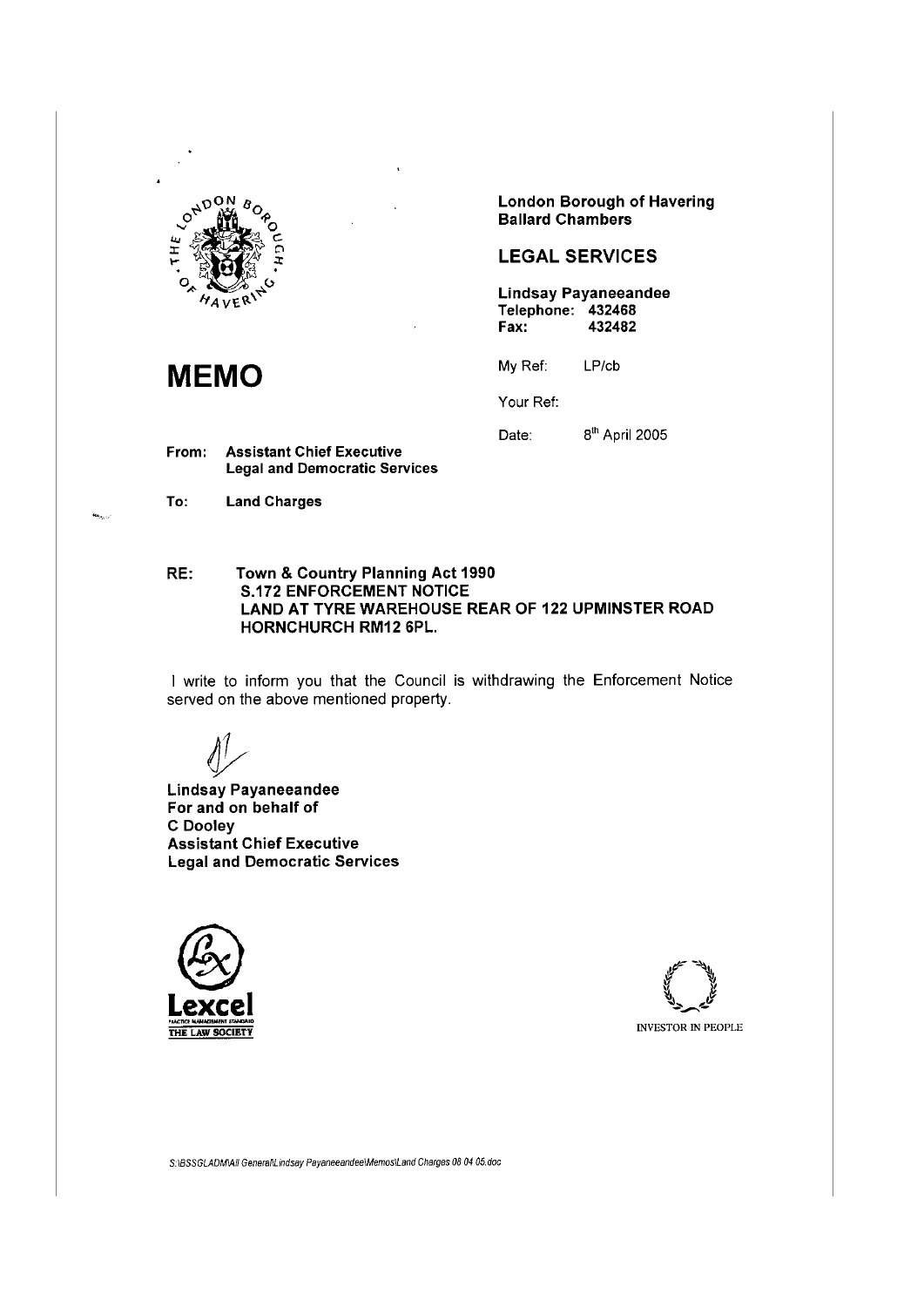London Borough of Havering
Ballard Chambers

**LEGAL SERVICES**

**Lindsay Payaneeandee**
**Telephone: 432468**
**Fax: 432482**

# MEMO

My Ref: LP/cb

Your Ref:

Date: 8th April 2005

**From:** **Assistant Chief Executive**
**Legal and Democratic Services**

**To:** **Land Charges**

**RE: Town & Country Planning Act 1990**
**S.172 ENFORCEMENT NOTICE**
**LAND AT TYRE WAREHOUSE REAR OF 122 UPMINSTER ROAD HORNCHURCH RM12 6PL.**

I write to inform you that the Council is withdrawing the Enforcement Notice served on the above mentioned property.

**Lindsay Payaneeandee**
**For and on behalf of**
**C Dooley**
**Assistant Chief Executive**
**Legal and Democratic Services**

Lexcel
PRACTICE MANAGEMENT STANDARD
THE LAW SOCIETY

INVESTOR IN PEOPLE

S:\BSSGLADM\All General\Lindsay Payaneeandee\Memos\Land Charges 08 04 05.doc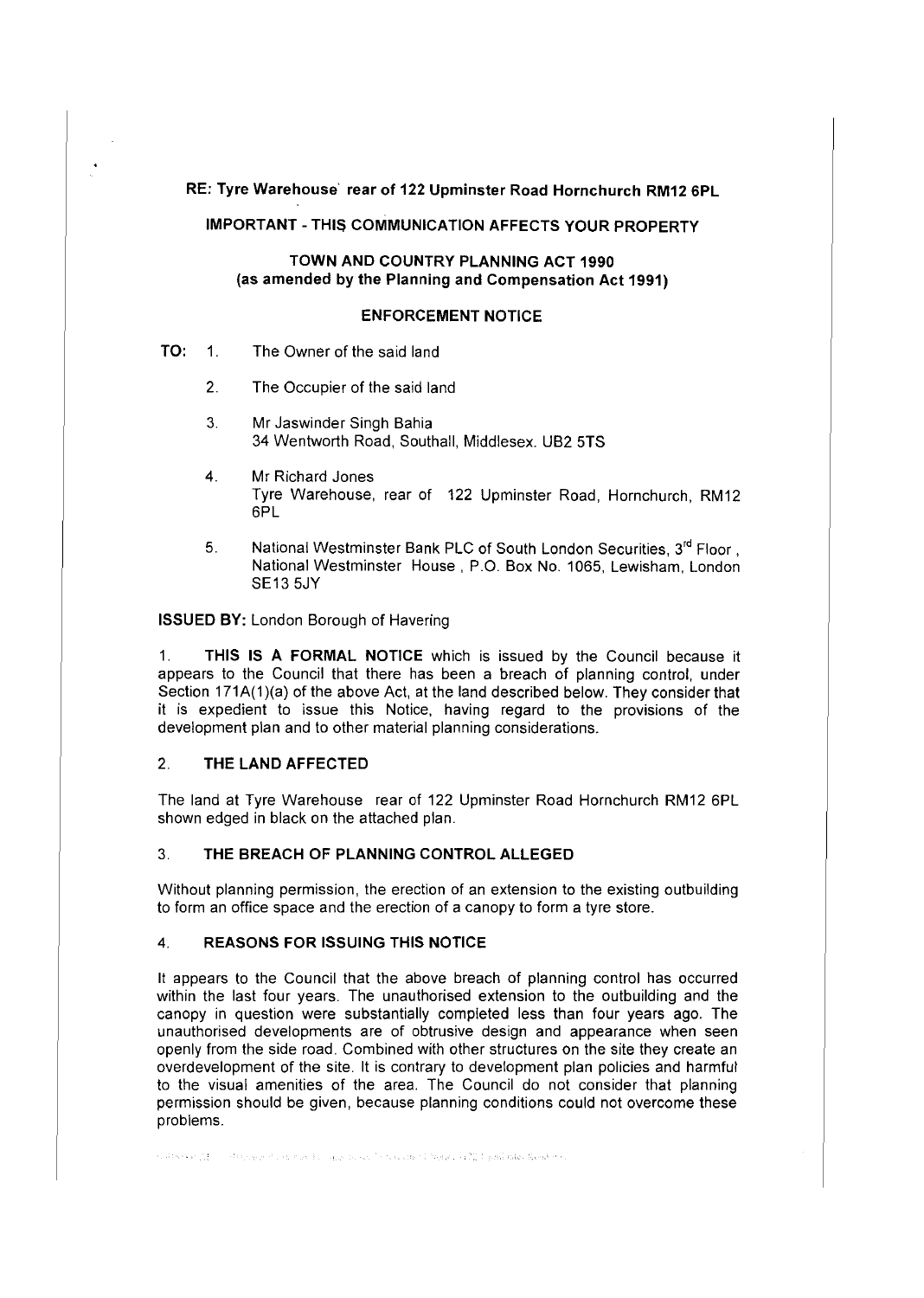**RE: Tyre Warehouse rear of 122 Upminster Road Hornchurch RM12 6PL**

**IMPORTANT - THIS COMMUNICATION AFFECTS YOUR PROPERTY**

**TOWN AND COUNTRY PLANNING ACT 1990**
**(as amended by the Planning and Compensation Act 1991)**

**ENFORCEMENT NOTICE**

**TO:**

1. The Owner of the said land
2. The Occupier of the said land
3. Mr Jaswinder Singh Bahia
   34 Wentworth Road, Southall, Middlesex. UB2 5TS
4. Mr Richard Jones
   Tyre Warehouse, rear of 122 Upminster Road, Hornchurch, RM12 6PL
5. National Westminster Bank PLC of South London Securities, 3rd Floor, National Westminster House, P.O. Box No. 1065, Lewisham, London SE13 5JY

**ISSUED BY:** London Borough of Havering

1. **THIS IS A FORMAL NOTICE** which is issued by the Council because it appears to the Council that there has been a breach of planning control, under Section 171A(1)(a) of the above Act, at the land described below. They consider that it is expedient to issue this Notice, having regard to the provisions of the development plan and to other material planning considerations.

## 2. THE LAND AFFECTED

The land at Tyre Warehouse rear of 122 Upminster Road Hornchurch RM12 6PL shown edged in black on the attached plan.

## 3. THE BREACH OF PLANNING CONTROL ALLEGED

Without planning permission, the erection of an extension to the existing outbuilding to form an office space and the erection of a canopy to form a tyre store.

## 4. REASONS FOR ISSUING THIS NOTICE

It appears to the Council that the above breach of planning control has occurred within the last four years. The unauthorised extension to the outbuilding and the canopy in question were substantially completed less than four years ago. The unauthorised developments are of obtrusive design and appearance when seen openly from the side road. Combined with other structures on the site they create an overdevelopment of the site. It is contrary to development plan policies and harmful to the visual amenities of the area. The Council do not consider that planning permission should be given, because planning conditions could not overcome these problems.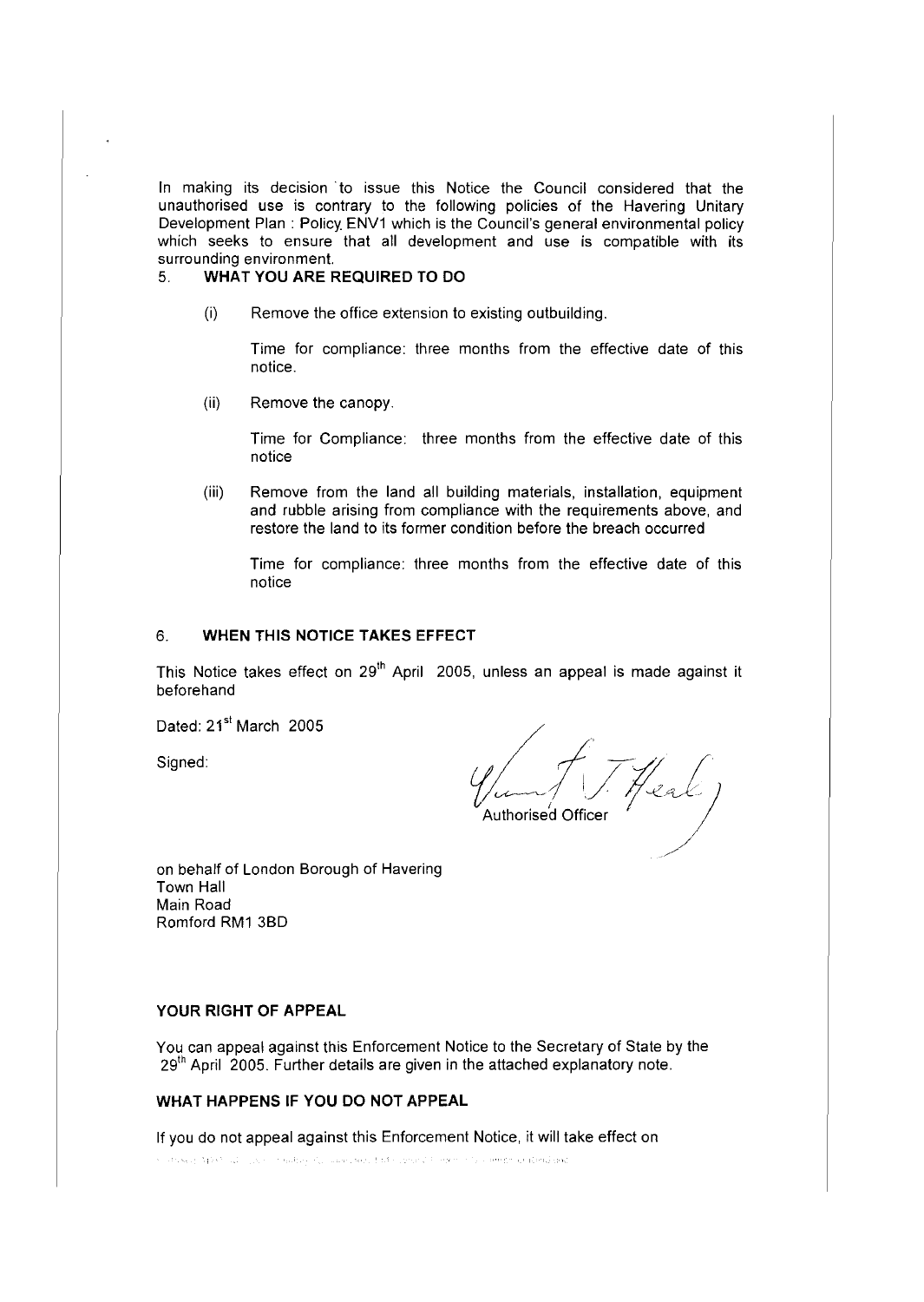In making its decision to issue this Notice the Council considered that the unauthorised use is contrary to the following policies of the Havering Unitary Development Plan : Policy ENV1 which is the Council's general environmental policy which seeks to ensure that all development and use is compatible with its surrounding environment.

## 5. WHAT YOU ARE REQUIRED TO DO

(i) Remove the office extension to existing outbuilding.

Time for compliance: three months from the effective date of this notice.

(ii) Remove the canopy.

Time for Compliance: three months from the effective date of this notice

(iii) Remove from the land all building materials, installation, equipment and rubble arising from compliance with the requirements above, and restore the land to its former condition before the breach occurred

Time for compliance: three months from the effective date of this notice

## 6. WHEN THIS NOTICE TAKES EFFECT

This Notice takes effect on 29th April 2005, unless an appeal is made against it beforehand

Dated: 21st March 2005

Signed:

Authorised Officer

on behalf of London Borough of Havering
Town Hall
Main Road
Romford RM1 3BD

### YOUR RIGHT OF APPEAL

You can appeal against this Enforcement Notice to the Secretary of State by the 29th April 2005. Further details are given in the attached explanatory note.

### WHAT HAPPENS IF YOU DO NOT APPEAL

If you do not appeal against this Enforcement Notice, it will take effect on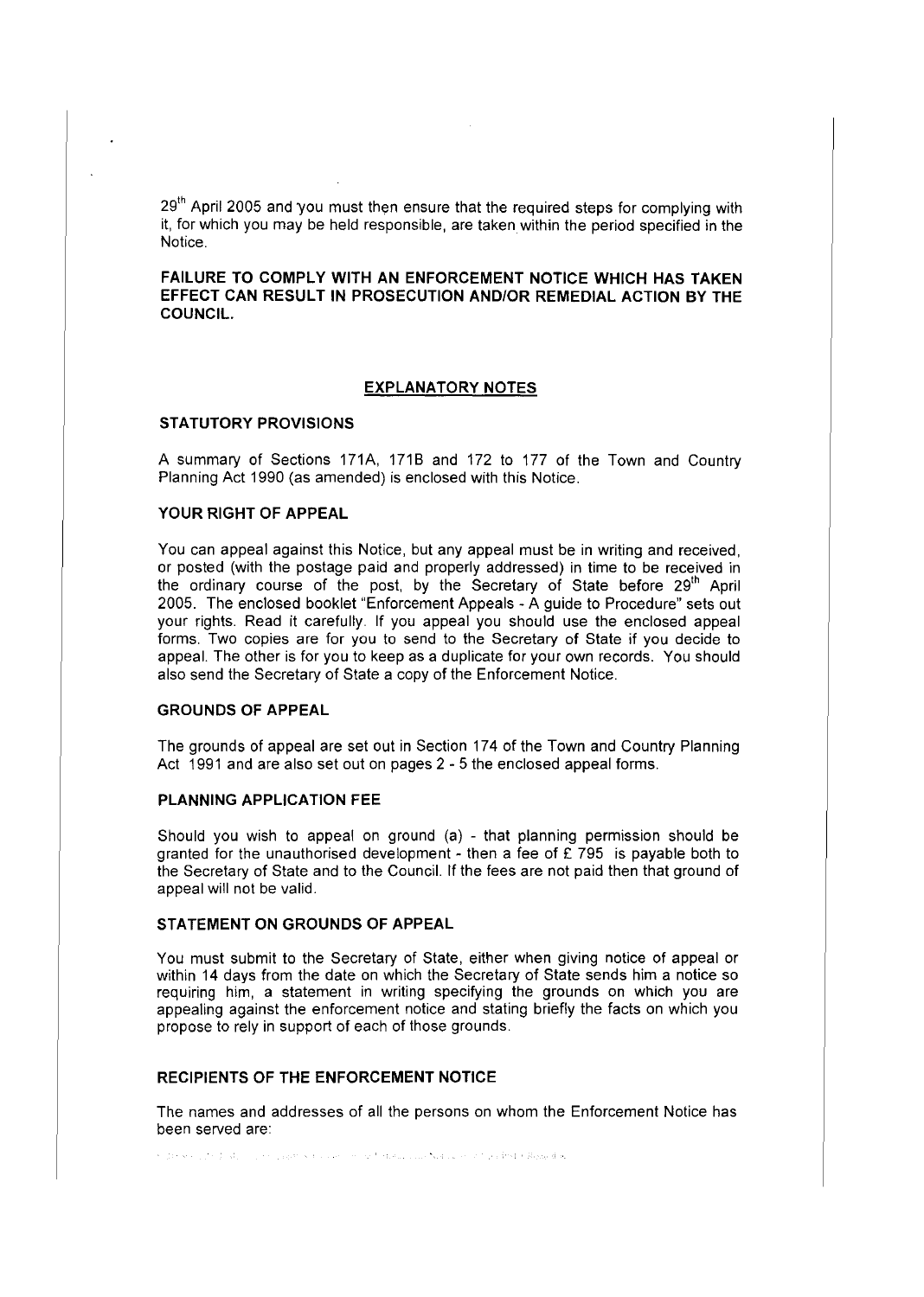29th April 2005 and you must then ensure that the required steps for complying with it, for which you may be held responsible, are taken within the period specified in the Notice.

**FAILURE TO COMPLY WITH AN ENFORCEMENT NOTICE WHICH HAS TAKEN EFFECT CAN RESULT IN PROSECUTION AND/OR REMEDIAL ACTION BY THE COUNCIL.**

## EXPLANATORY NOTES

### STATUTORY PROVISIONS

A summary of Sections 171A, 171B and 172 to 177 of the Town and Country Planning Act 1990 (as amended) is enclosed with this Notice.

### YOUR RIGHT OF APPEAL

You can appeal against this Notice, but any appeal must be in writing and received, or posted (with the postage paid and properly addressed) in time to be received in the ordinary course of the post, by the Secretary of State before 29th April 2005. The enclosed booklet "Enforcement Appeals - A guide to Procedure" sets out your rights. Read it carefully. If you appeal you should use the enclosed appeal forms. Two copies are for you to send to the Secretary of State if you decide to appeal. The other is for you to keep as a duplicate for your own records. You should also send the Secretary of State a copy of the Enforcement Notice.

### GROUNDS OF APPEAL

The grounds of appeal are set out in Section 174 of the Town and Country Planning Act 1991 and are also set out on pages 2 - 5 the enclosed appeal forms.

### PLANNING APPLICATION FEE

Should you wish to appeal on ground (a) - that planning permission should be granted for the unauthorised development - then a fee of £ 795 is payable both to the Secretary of State and to the Council. If the fees are not paid then that ground of appeal will not be valid.

### STATEMENT ON GROUNDS OF APPEAL

You must submit to the Secretary of State, either when giving notice of appeal or within 14 days from the date on which the Secretary of State sends him a notice so requiring him, a statement in writing specifying the grounds on which you are appealing against the enforcement notice and stating briefly the facts on which you propose to rely in support of each of those grounds.

### RECIPIENTS OF THE ENFORCEMENT NOTICE

The names and addresses of all the persons on whom the Enforcement Notice has been served are: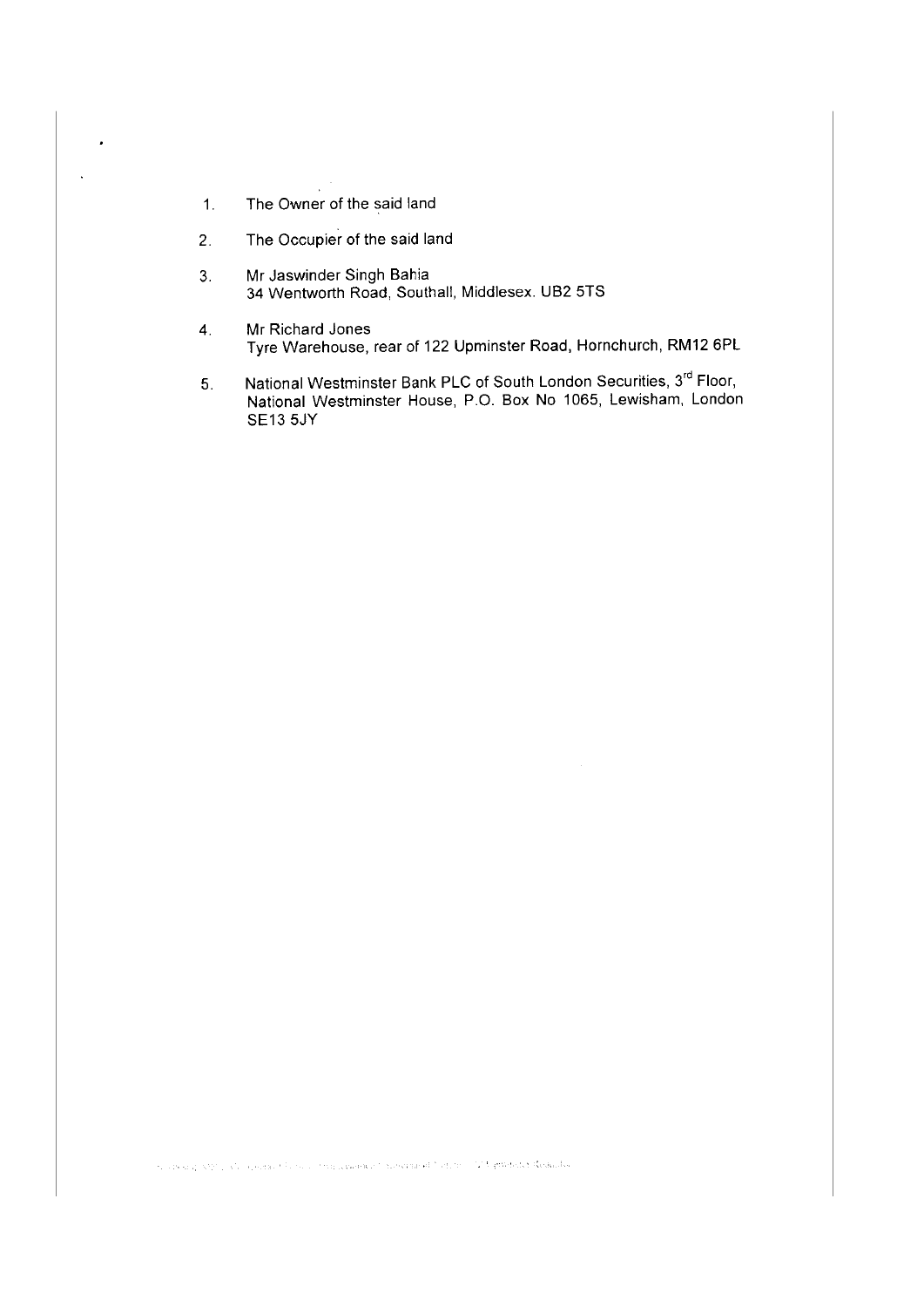1. The Owner of the said land

2. The Occupier of the said land

3. Mr Jaswinder Singh Bahia
   34 Wentworth Road, Southall, Middlesex. UB2 5TS

4. Mr Richard Jones
   Tyre Warehouse, rear of 122 Upminster Road, Hornchurch, RM12 6PL

5. National Westminster Bank PLC of South London Securities, 3rd Floor, National Westminster House, P.O. Box No 1065, Lewisham, London SE13 5JY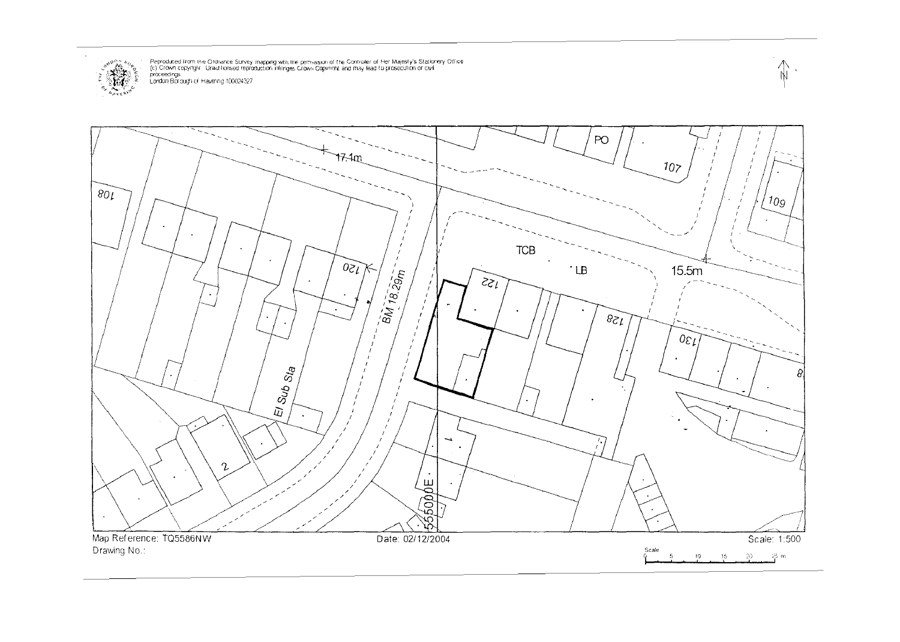Reproduced from the Ordnance Survey mapping with the permission of the Controller of Her Majesty's Stationery Office (c) Crown copyright. Unauthorised reproduction infringes Crown Copyright and may lead to prosecution or civil proceedings.
London Borough of Havering 100024327

N

PO

107

109

17.1m

108

TCB

LB

15.5m

120

122

128

130

8

BM 18.29m

El Sub Sta

2

1

555000E

Map Reference: TQ5586NW

Drawing No.:

Date: 02/12/2004

Scale: 1:500

Scale
0 5 10 15 20 25 m